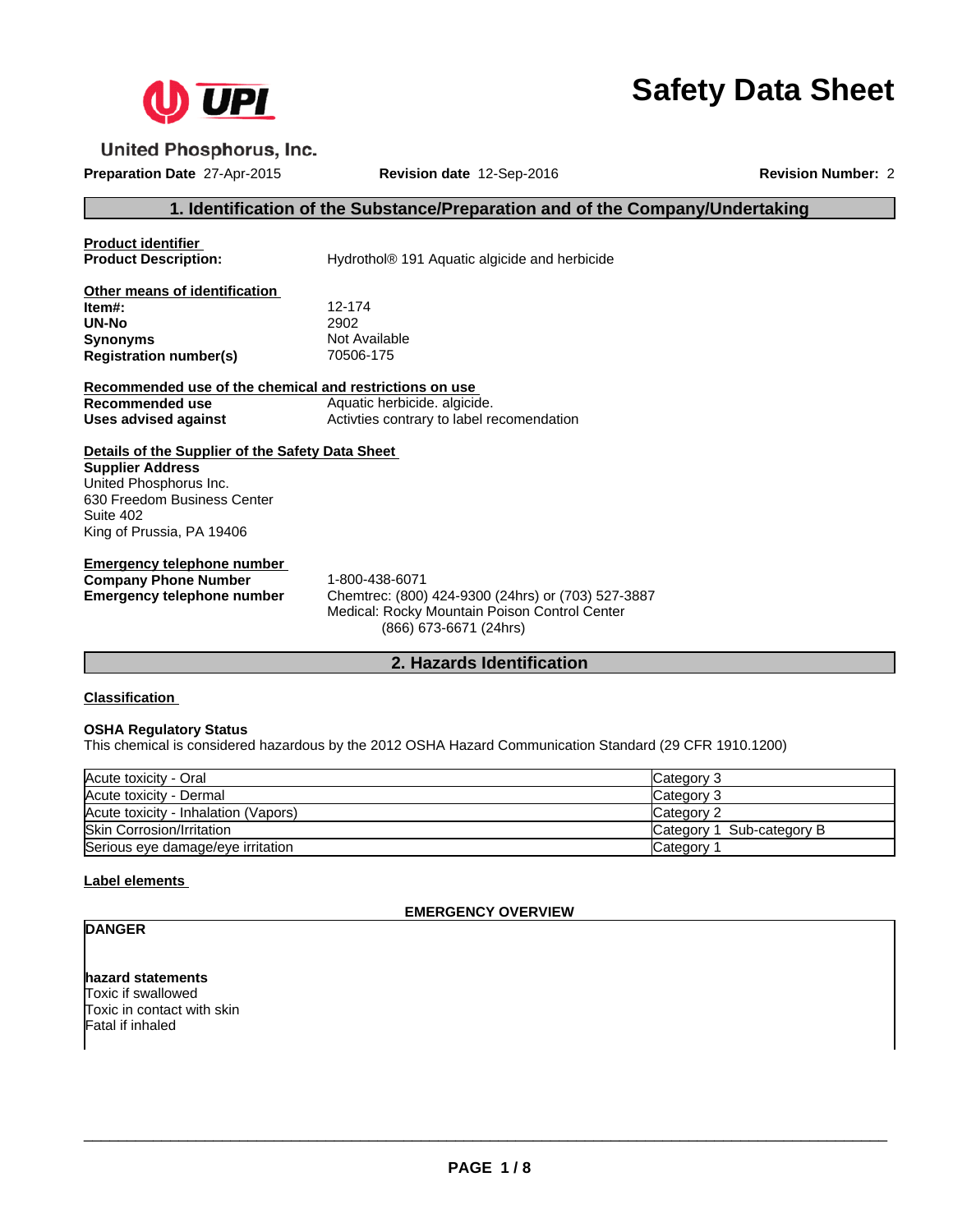United Phosphorus, Inc.

# Safety Data Sheet

**Preparation Date** 27-Apr-2015 **Revision date** 12-Sep-2016 **Revision Number:** 2

## 1. Identification of the Substance/Preparation and of the Company/Undertaking

**Product identifier**

**Product Description:** Hydrothol® 191 Aquatic algicide and herbicide

**Other means of identification**

**Item#:** 12-174
**UN-No** 2902
**Synonyms** Not Available
**Registration number(s)** 70506-175

**Recommended use of the chemical and restrictions on use**

**Recommended use** Aquatic herbicide. algicide.
**Uses advised against** Activties contrary to label recomendation

**Details of the Supplier of the Safety Data Sheet**

**Supplier Address**
United Phosphorus Inc.
630 Freedom Business Center
Suite 402
King of Prussia, PA 19406

**Emergency telephone number**

**Company Phone Number** 1-800-438-6071
**Emergency telephone number** Chemtrec: (800) 424-9300 (24hrs) or (703) 527-3887
Medical: Rocky Mountain Poison Control Center
(866) 673-6671 (24hrs)

## 2. Hazards Identification

**Classification**

**OSHA Regulatory Status**
This chemical is considered hazardous by the 2012 OSHA Hazard Communication Standard (29 CFR 1910.1200)

| | |
|---|---|
| Acute toxicity - Oral | Category 3 |
| Acute toxicity - Dermal | Category 3 |
| Acute toxicity - Inhalation (Vapors) | Category 2 |
| Skin Corrosion/Irritation | Category 1 Sub-category B |
| Serious eye damage/eye irritation | Category 1 |

**Label elements**

**EMERGENCY OVERVIEW**

**DANGER**

**hazard statements**
Toxic if swallowed
Toxic in contact with skin
Fatal if inhaled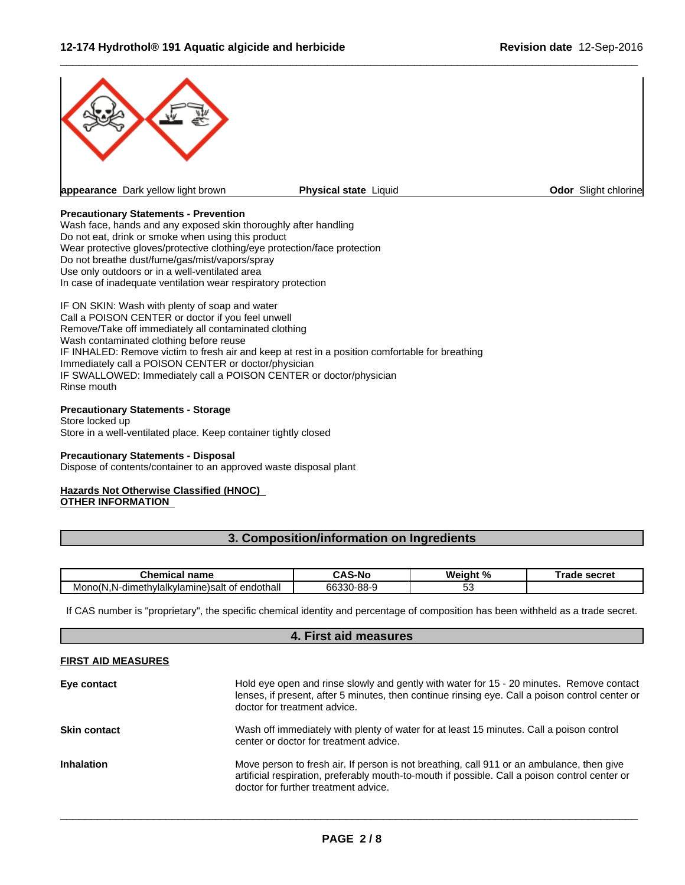appearance Dark yellow light brown | **Physical state** Liquid | **Odor** Slight chlorine

**Precautionary Statements - Prevention**
Wash face, hands and any exposed skin thoroughly after handling
Do not eat, drink or smoke when using this product
Wear protective gloves/protective clothing/eye protection/face protection
Do not breathe dust/fume/gas/mist/vapors/spray
Use only outdoors or in a well-ventilated area
In case of inadequate ventilation wear respiratory protection

IF ON SKIN: Wash with plenty of soap and water
Call a POISON CENTER or doctor if you feel unwell
Remove/Take off immediately all contaminated clothing
Wash contaminated clothing before reuse
IF INHALED: Remove victim to fresh air and keep at rest in a position comfortable for breathing
Immediately call a POISON CENTER or doctor/physician
IF SWALLOWED: Immediately call a POISON CENTER or doctor/physician
Rinse mouth

**Precautionary Statements - Storage**
Store locked up
Store in a well-ventilated place. Keep container tightly closed

**Precautionary Statements - Disposal**
Dispose of contents/container to an approved waste disposal plant

**Hazards Not Otherwise Classified (HNOC)**
**OTHER INFORMATION**

## 3. Composition/information on Ingredients

| Chemical name | CAS-No | Weight % | Trade secret |
|---|---|---|---|
| Mono(N,N-dimethylalkylamine)salt of endothall | 66330-88-9 | 53 | |

If CAS number is "proprietary", the specific chemical identity and percentage of composition has been withheld as a trade secret.

## 4. First aid measures

**FIRST AID MEASURES**

**Eye contact**
Hold eye open and rinse slowly and gently with water for 15 - 20 minutes. Remove contact lenses, if present, after 5 minutes, then continue rinsing eye. Call a poison control center or doctor for treatment advice.

**Skin contact**
Wash off immediately with plenty of water for at least 15 minutes. Call a poison control center or doctor for treatment advice.

**Inhalation**
Move person to fresh air. If person is not breathing, call 911 or an ambulance, then give artificial respiration, preferably mouth-to-mouth if possible. Call a poison control center or doctor for further treatment advice.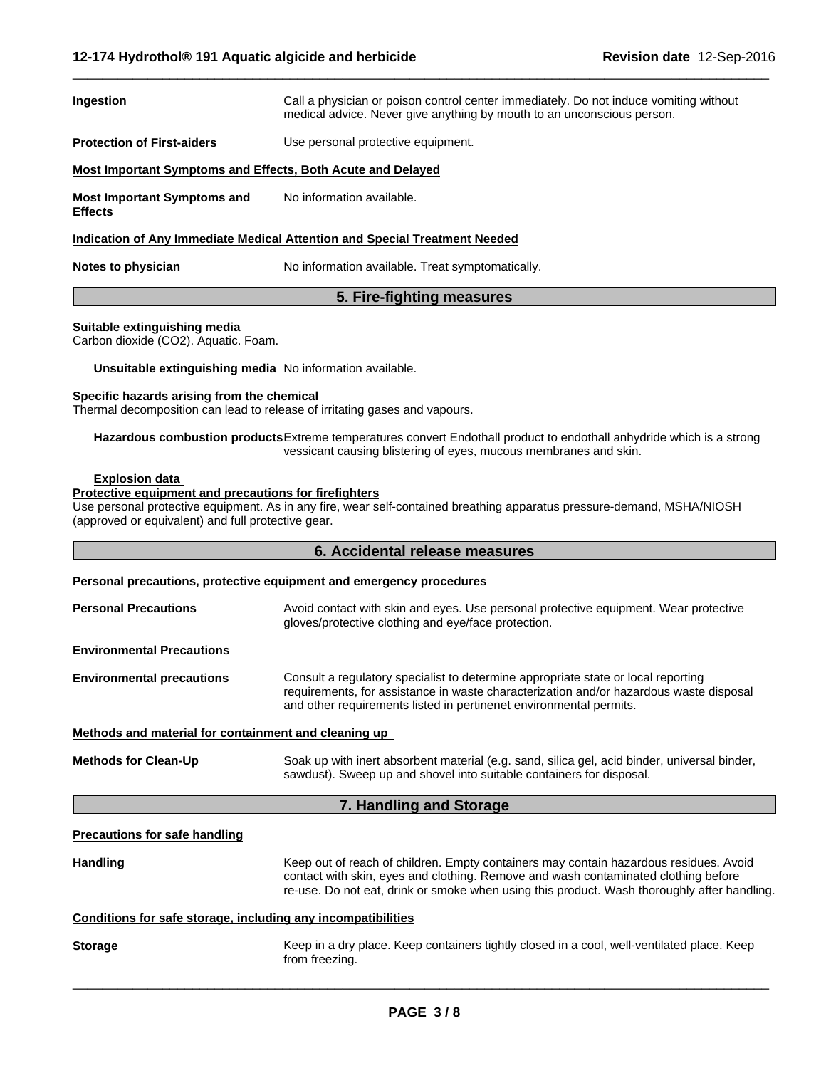**Ingestion** Call a physician or poison control center immediately. Do not induce vomiting without medical advice. Never give anything by mouth to an unconscious person.

**Protection of First-aiders** Use personal protective equipment.

**Most Important Symptoms and Effects, Both Acute and Delayed**

**Most Important Symptoms and Effects** No information available.

**Indication of Any Immediate Medical Attention and Special Treatment Needed**

**Notes to physician** No information available. Treat symptomatically.

## 5. Fire-fighting measures

**Suitable extinguishing media**
Carbon dioxide ($CO_2$). Aquatic. Foam.

**Unsuitable extinguishing media** No information available.

**Specific hazards arising from the chemical**
Thermal decomposition can lead to release of irritating gases and vapours.

**Hazardous combustion products** Extreme temperatures convert Endothall product to endothall anhydride which is a strong vessicant causing blistering of eyes, mucous membranes and skin.

**Explosion data**

**Protective equipment and precautions for firefighters**
Use personal protective equipment. As in any fire, wear self-contained breathing apparatus pressure-demand, MSHA/NIOSH (approved or equivalent) and full protective gear.

## 6. Accidental release measures

**Personal precautions, protective equipment and emergency procedures**

**Personal Precautions** Avoid contact with skin and eyes. Use personal protective equipment. Wear protective gloves/protective clothing and eye/face protection.

**Environmental Precautions**

**Environmental precautions** Consult a regulatory specialist to determine appropriate state or local reporting requirements, for assistance in waste characterization and/or hazardous waste disposal and other requirements listed in pertinenet environmental permits.

**Methods and material for containment and cleaning up**

**Methods for Clean-Up** Soak up with inert absorbent material (e.g. sand, silica gel, acid binder, universal binder, sawdust). Sweep up and shovel into suitable containers for disposal.

## 7. Handling and Storage

**Precautions for safe handling**

**Handling** Keep out of reach of children. Empty containers may contain hazardous residues. Avoid contact with skin, eyes and clothing. Remove and wash contaminated clothing before re-use. Do not eat, drink or smoke when using this product. Wash thoroughly after handling.

**Conditions for safe storage, including any incompatibilities**

**Storage** Keep in a dry place. Keep containers tightly closed in a cool, well-ventilated place. Keep from freezing.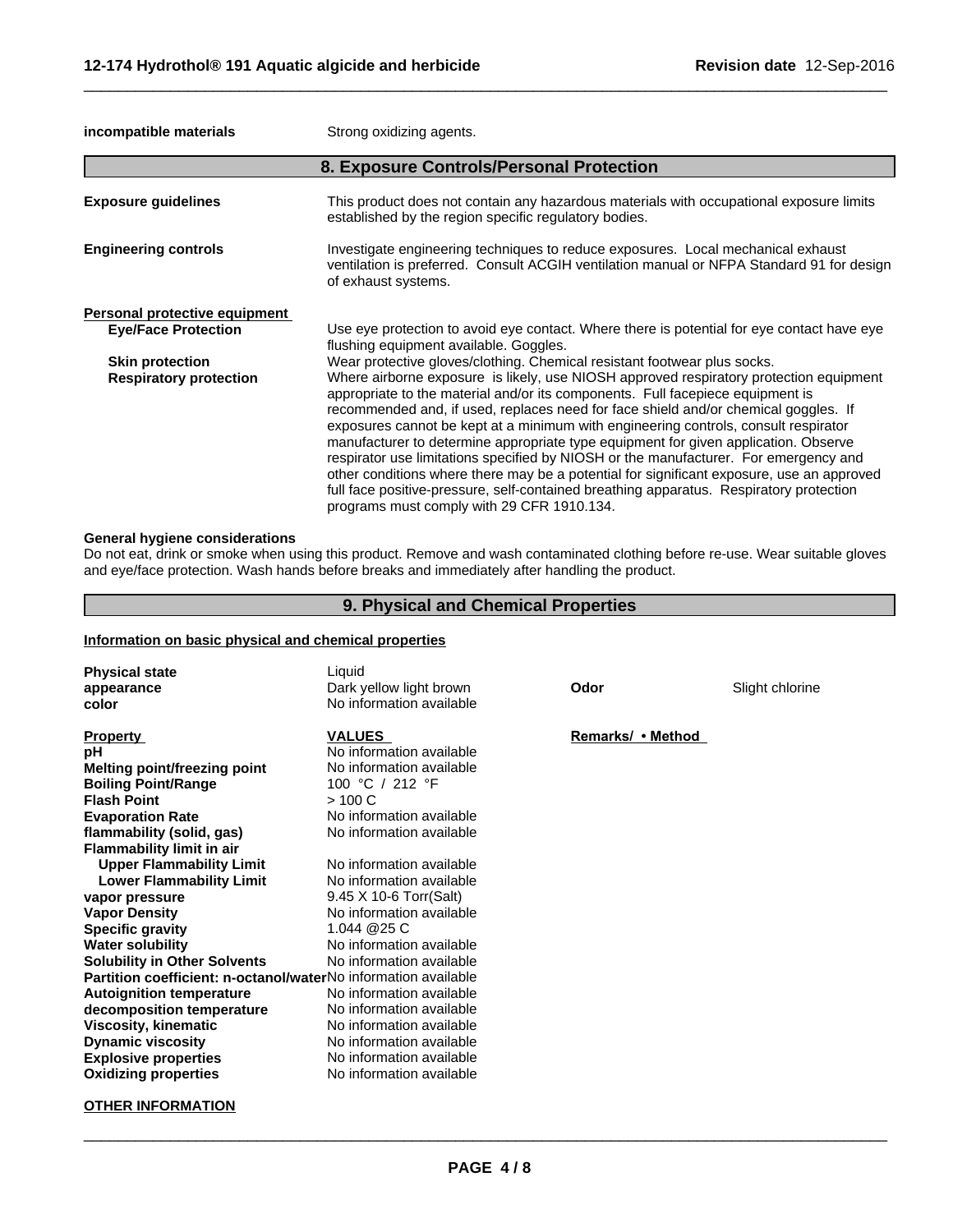| | |
|---|---|
| **incompatible materials** | Strong oxidizing agents. |

## 8. Exposure Controls/Personal Protection

| | |
|---|---|
| **Exposure guidelines** | This product does not contain any hazardous materials with occupational exposure limits established by the region specific regulatory bodies. |
| **Engineering controls** | Investigate engineering techniques to reduce exposures. Local mechanical exhaust ventilation is preferred. Consult ACGIH ventilation manual or NFPA Standard 91 for design of exhaust systems. |

**Personal protective equipment**

| | |
|---|---|
| **Eye/Face Protection** | Use eye protection to avoid eye contact. Where there is potential for eye contact have eye flushing equipment available. Goggles. |
| **Skin protection** | Wear protective gloves/clothing. Chemical resistant footwear plus socks. |
| **Respiratory protection** | Where airborne exposure is likely, use NIOSH approved respiratory protection equipment appropriate to the material and/or its components. Full facepiece equipment is recommended and, if used, replaces need for face shield and/or chemical goggles. If exposures cannot be kept at a minimum with engineering controls, consult respirator manufacturer to determine appropriate type equipment for given application. Observe respirator use limitations specified by NIOSH or the manufacturer. For emergency and other conditions where there may be a potential for significant exposure, use an approved full face positive-pressure, self-contained breathing apparatus. Respiratory protection programs must comply with 29 CFR 1910.134. |

**General hygiene considerations**

Do not eat, drink or smoke when using this product. Remove and wash contaminated clothing before re-use. Wear suitable gloves and eye/face protection. Wash hands before breaks and immediately after handling the product.

## 9. Physical and Chemical Properties

**Information on basic physical and chemical properties**

| | | | |
|---|---|---|---|
| **Physical state** | Liquid | | |
| **appearance** | Dark yellow light brown | **Odor** | Slight chlorine |
| **color** | No information available | | |

| **Property** | **VALUES** | **Remarks/ • Method** |
|---|---|---|
| **pH** | No information available | |
| **Melting point/freezing point** | No information available | |
| **Boiling Point/Range** | 100 °C / 212 °F | |
| **Flash Point** | > 100 C | |
| **Evaporation Rate** | No information available | |
| **flammability (solid, gas)** | No information available | |
| **Flammability limit in air** | | |
| **Upper Flammability Limit** | No information available | |
| **Lower Flammability Limit** | No information available | |
| **vapor pressure** | 9.45 X 10-6 Torr(Salt) | |
| **Vapor Density** | No information available | |
| **Specific gravity** | 1.044 @25 C | |
| **Water solubility** | No information available | |
| **Solubility in Other Solvents** | No information available | |
| **Partition coefficient: n-octanol/water** | No information available | |
| **Autoignition temperature** | No information available | |
| **decomposition temperature** | No information available | |
| **Viscosity, kinematic** | No information available | |
| **Dynamic viscosity** | No information available | |
| **Explosive properties** | No information available | |
| **Oxidizing properties** | No information available | |

**OTHER INFORMATION**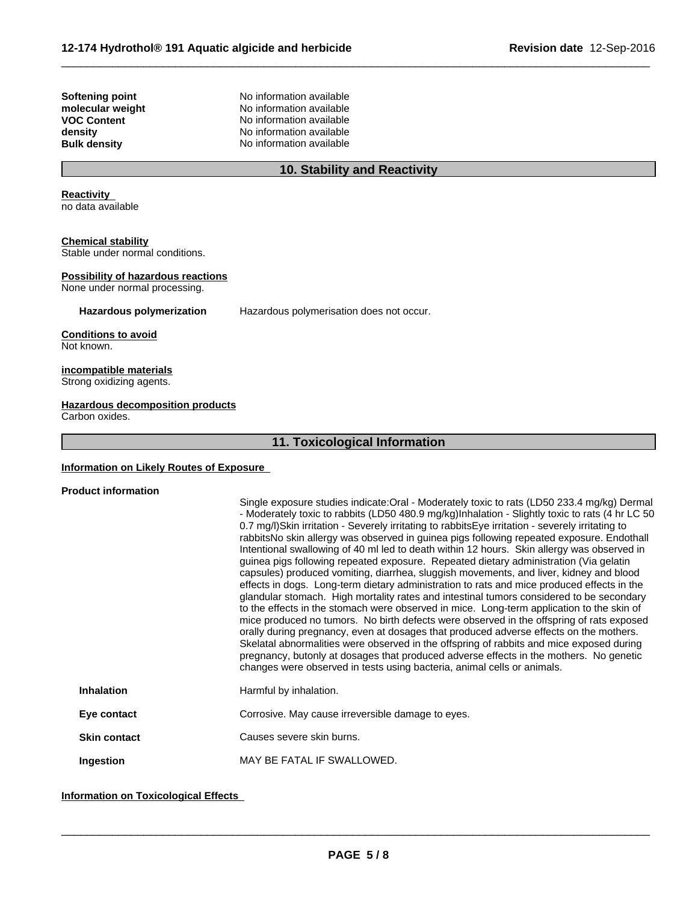| | |
|---|---|
| **Softening point** | No information available |
| **molecular weight** | No information available |
| **VOC Content** | No information available |
| **density** | No information available |
| **Bulk density** | No information available |

## 10. Stability and Reactivity

**Reactivity**
no data available

**Chemical stability**
Stable under normal conditions.

**Possibility of hazardous reactions**
None under normal processing.

**Hazardous polymerization** Hazardous polymerisation does not occur.

**Conditions to avoid**
Not known.

**incompatible materials**
Strong oxidizing agents.

**Hazardous decomposition products**
Carbon oxides.

## 11. Toxicological Information

**Information on Likely Routes of Exposure**

**Product information**

Single exposure studies indicate:Oral - Moderately toxic to rats (LD50 233.4 mg/kg) Dermal - Moderately toxic to rabbits (LD50 480.9 mg/kg)Inhalation - Slightly toxic to rats (4 hr LC 50 0.7 mg/l)Skin irritation - Severely irritating to rabbitsEye irritation - severely irritating to rabbitsNo skin allergy was observed in guinea pigs following repeated exposure. Endothall Intentional swallowing of 40 ml led to death within 12 hours. Skin allergy was observed in guinea pigs following repeated exposure. Repeated dietary administration (Via gelatin capsules) produced vomiting, diarrhea, sluggish movements, and liver, kidney and blood effects in dogs. Long-term dietary administration to rats and mice produced effects in the glandular stomach. High mortality rates and intestinal tumors considered to be secondary to the effects in the stomach were observed in mice. Long-term application to the skin of mice produced no tumors. No birth defects were observed in the offspring of rats exposed orally during pregnancy, even at dosages that produced adverse effects on the mothers. Skelatal abnormalities were observed in the offspring of rabbits and mice exposed during pregnancy, butonly at dosages that produced adverse effects in the mothers. No genetic changes were observed in tests using bacteria, animal cells or animals.

| | |
|---|---|
| **Inhalation** | Harmful by inhalation. |
| **Eye contact** | Corrosive. May cause irreversible damage to eyes. |
| **Skin contact** | Causes severe skin burns. |
| **Ingestion** | MAY BE FATAL IF SWALLOWED. |

**Information on Toxicological Effects**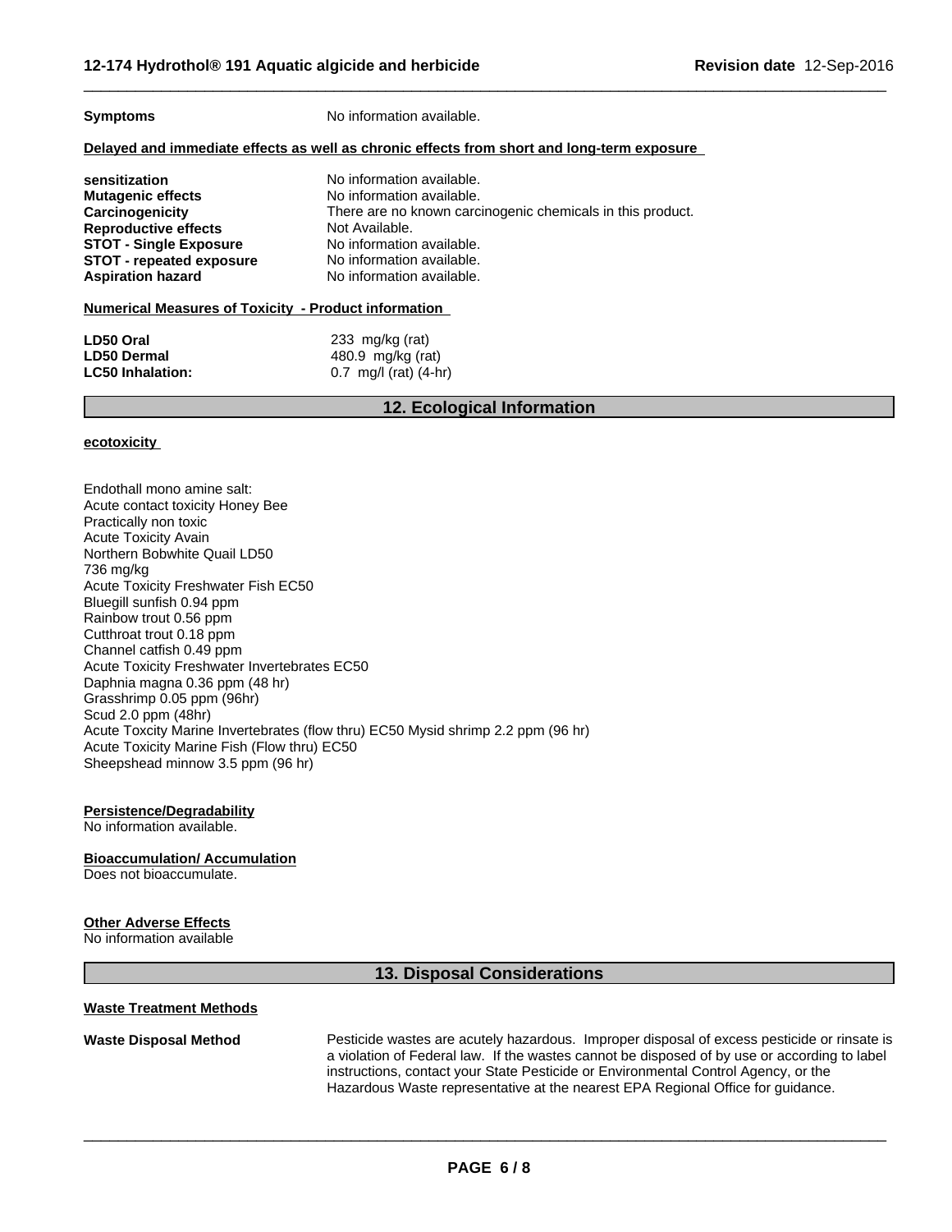**Symptoms** No information available.

**Delayed and immediate effects as well as chronic effects from short and long-term exposure**

| | |
|---|---|
| **sensitization** | No information available. |
| **Mutagenic effects** | No information available. |
| **Carcinogenicity** | There are no known carcinogenic chemicals in this product. |
| **Reproductive effects** | Not Available. |
| **STOT - Single Exposure** | No information available. |
| **STOT - repeated exposure** | No information available. |
| **Aspiration hazard** | No information available. |

**Numerical Measures of Toxicity - Product information**

| | |
|---|---|
| **LD50 Oral** | 233 mg/kg (rat) |
| **LD50 Dermal** | 480.9 mg/kg (rat) |
| **LC50 Inhalation:** | 0.7 mg/l (rat) (4-hr) |

## 12. Ecological Information

**ecotoxicity**

Endothall mono amine salt:
Acute contact toxicity Honey Bee
Practically non toxic
Acute Toxicity Avain
Northern Bobwhite Quail LD50
736 mg/kg
Acute Toxicity Freshwater Fish EC50
Bluegill sunfish 0.94 ppm
Rainbow trout 0.56 ppm
Cutthroat trout 0.18 ppm
Channel catfish 0.49 ppm
Acute Toxicity Freshwater Invertebrates EC50
Daphnia magna 0.36 ppm (48 hr)
Grasshrimp 0.05 ppm (96hr)
Scud 2.0 ppm (48hr)
Acute Toxcity Marine Invertebrates (flow thru) EC50 Mysid shrimp 2.2 ppm (96 hr)
Acute Toxicity Marine Fish (Flow thru) EC50
Sheepshead minnow 3.5 ppm (96 hr)

**Persistence/Degradability**
No information available.

**Bioaccumulation/ Accumulation**
Does not bioaccumulate.

**Other Adverse Effects**
No information available

## 13. Disposal Considerations

**Waste Treatment Methods**

**Waste Disposal Method** Pesticide wastes are acutely hazardous. Improper disposal of excess pesticide or rinsate is a violation of Federal law. If the wastes cannot be disposed of by use or according to label instructions, contact your State Pesticide or Environmental Control Agency, or the Hazardous Waste representative at the nearest EPA Regional Office for guidance.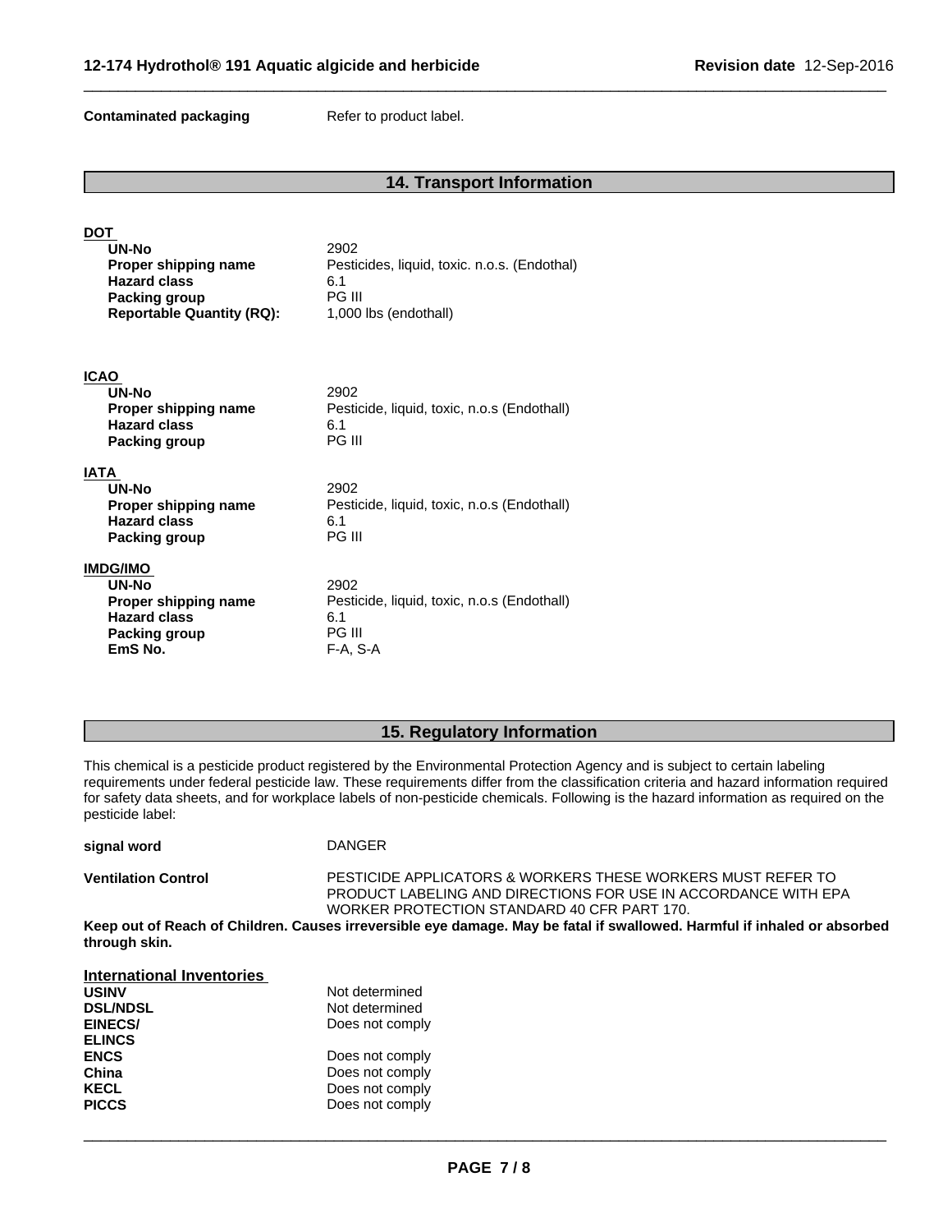**Contaminated packaging** Refer to product label.

## 14. Transport Information

**DOT**

| | |
|---|---|
| **UN-No** | 2902 |
| **Proper shipping name** | Pesticides, liquid, toxic. n.o.s. (Endothal) |
| **Hazard class** | 6.1 |
| **Packing group** | PG III |
| **Reportable Quantity (RQ):** | 1,000 lbs (endothall) |

**ICAO**

| | |
|---|---|
| **UN-No** | 2902 |
| **Proper shipping name** | Pesticide, liquid, toxic, n.o.s (Endothall) |
| **Hazard class** | 6.1 |
| **Packing group** | PG III |

**IATA**

| | |
|---|---|
| **UN-No** | 2902 |
| **Proper shipping name** | Pesticide, liquid, toxic, n.o.s (Endothall) |
| **Hazard class** | 6.1 |
| **Packing group** | PG III |

**IMDG/IMO**

| | |
|---|---|
| **UN-No** | 2902 |
| **Proper shipping name** | Pesticide, liquid, toxic, n.o.s (Endothall) |
| **Hazard class** | 6.1 |
| **Packing group** | PG III |
| **EmS No.** | F-A, S-A |

## 15. Regulatory Information

This chemical is a pesticide product registered by the Environmental Protection Agency and is subject to certain labeling requirements under federal pesticide law. These requirements differ from the classification criteria and hazard information required for safety data sheets, and for workplace labels of non-pesticide chemicals. Following is the hazard information as required on the pesticide label:

**signal word** DANGER

**Ventilation Control** PESTICIDE APPLICATORS & WORKERS THESE WORKERS MUST REFER TO PRODUCT LABELING AND DIRECTIONS FOR USE IN ACCORDANCE WITH EPA WORKER PROTECTION STANDARD 40 CFR PART 170.

**Keep out of Reach of Children. Causes irreversible eye damage. May be fatal if swallowed. Harmful if inhaled or absorbed through skin.**

**International Inventories**

| | |
|---|---|
| **USINV** | Not determined |
| **DSL/NDSL** | Not determined |
| **EINECS/ ELINCS** | Does not comply |
| **ENCS** | Does not comply |
| **China** | Does not comply |
| **KECL** | Does not comply |
| **PICCS** | Does not comply |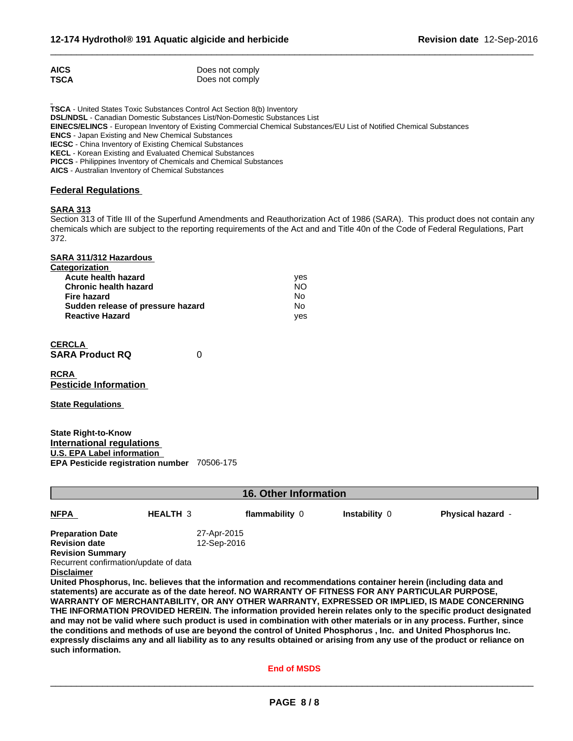| | |
|---|---|
| **AICS** | Does not comply |
| **TSCA** | Does not comply |

**TSCA** - United States Toxic Substances Control Act Section 8(b) Inventory
**DSL/NDSL** - Canadian Domestic Substances List/Non-Domestic Substances List
**EINECS/ELINCS** - European Inventory of Existing Commercial Chemical Substances/EU List of Notified Chemical Substances
**ENCS** - Japan Existing and New Chemical Substances
**IECSC** - China Inventory of Existing Chemical Substances
**KECL** - Korean Existing and Evaluated Chemical Substances
**PICCS** - Philippines Inventory of Chemicals and Chemical Substances
**AICS** - Australian Inventory of Chemical Substances

## Federal Regulations

### SARA 313

Section 313 of Title III of the Superfund Amendments and Reauthorization Act of 1986 (SARA). This product does not contain any chemicals which are subject to the reporting requirements of the Act and and Title 40n of the Code of Federal Regulations, Part 372.

### SARA 311/312 Hazardous Categorization

| | |
|---|---|
| **Acute health hazard** | yes |
| **Chronic health hazard** | NO |
| **Fire hazard** | No |
| **Sudden release of pressure hazard** | No |
| **Reactive Hazard** | yes |

### CERCLA

**SARA Product RQ** 0

### RCRA

### Pesticide Information

### State Regulations

**State Right-to-Know**

### International regulations

### U.S. EPA Label information

**EPA Pesticide registration number** 70506-175

## 16. Other Information

| **NFPA** | **HEALTH** 3 | **flammability** 0 | **Instability** 0 | **Physical hazard** - |
|---|---|---|---|---|

| | |
|---|---|
| **Preparation Date** | 27-Apr-2015 |
| **Revision date** | 12-Sep-2016 |

**Revision Summary**
Recurrent confirmation/update of data

**Disclaimer**

**United Phosphorus, Inc. believes that the information and recommendations container herein (including data and statements) are accurate as of the date hereof. NO WARRANTY OF FITNESS FOR ANY PARTICULAR PURPOSE, WARRANTY OF MERCHANTABILITY, OR ANY OTHER WARRANTY, EXPRESSED OR IMPLIED, IS MADE CONCERNING THE INFORMATION PROVIDED HEREIN. The information provided herein relates only to the specific product designated and may not be valid where such product is used in combination with other materials or in any process. Further, since the conditions and methods of use are beyond the control of United Phosphorus , Inc. and United Phosphorus Inc. expressly disclaims any and all liability as to any results obtained or arising from any use of the product or reliance on such information.**

**End of MSDS**